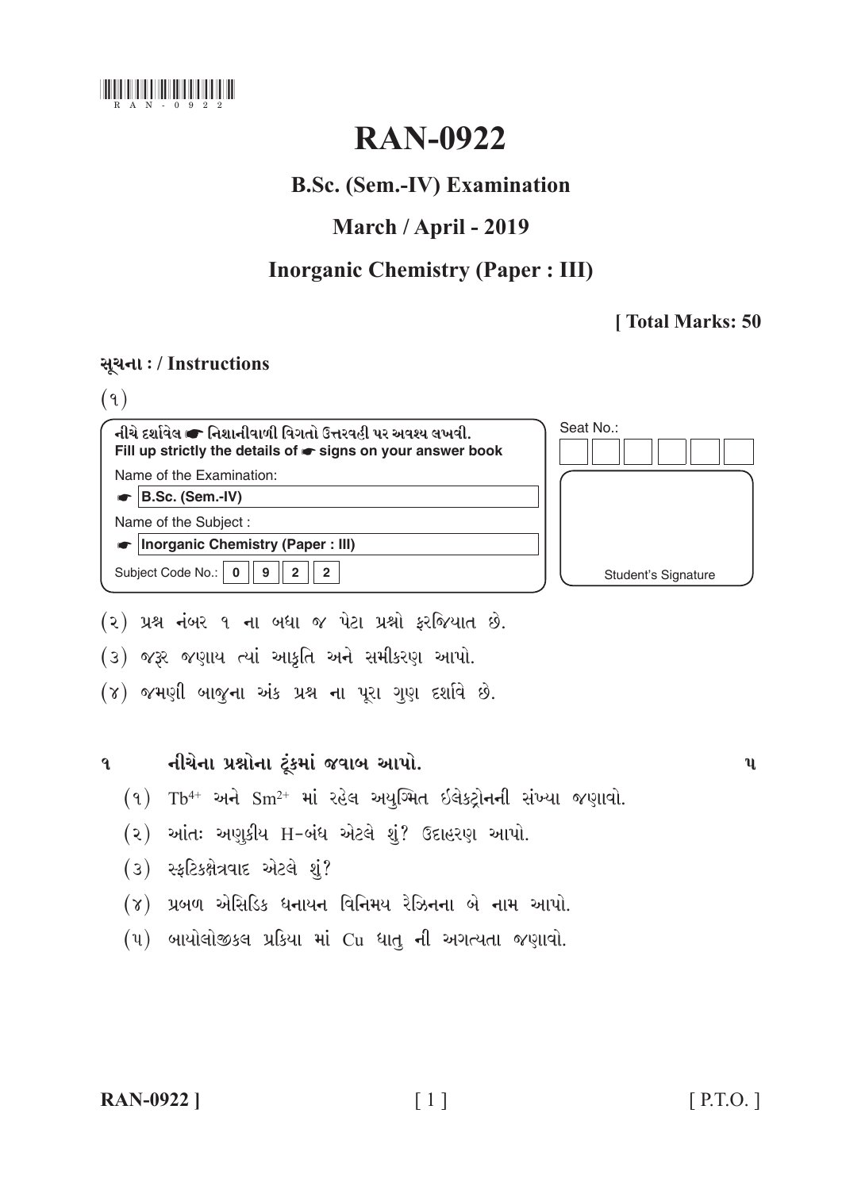# RAN-0922

## B.Sc. (Sem.-IV) Examination

## March / April - 2019

## Inorganic Chemistry (Paper : III)

**[ Total Marks: 50**

**સૂચના : / Instructions**

(૧)

નીચે દર્શાવેલ ☛ નિશાનીવાળી વિગતો ઉત્તરવહી પર અવશ્ય લખવી.
Fill up strictly the details of ☛ signs on your answer book

Name of the Examination:

☛ B.Sc. (Sem.-IV)

Name of the Subject :

☛ Inorganic Chemistry (Paper : III)

Subject Code No.: 0 9 2 2

Seat No.:

Student's Signature

(૨) પ્રશ્ન નંબર ૧ ના બધા જ પેટા પ્રશ્નો ફરજિયાત છે.

(૩) જરૂર જણાય ત્યાં આકૃતિ અને સમીકરણ આપો.

(૪) જમણી બાજુના અંક પ્રશ્ન ના પૂરા ગુણ દર્શાવે છે.

**૧ નીચેના પ્રશ્નોના ટૂંકમાં જવાબ આપો.** **૫**

(૧) $Tb^{4+}$ અને $Sm^{2+}$ માં રહેલ અયુગ્મિત ઈલેક્ટ્રોનની સંખ્યા જણાવો.

(૨) આંતઃ અણુકીય H-બંધ એટલે શું? ઉદાહરણ આપો.

(૩) સ્ફટિકક્ષેત્રવાદ એટલે શું?

(૪) પ્રબળ એસિડિક ધનાયન વિનિમય રેઝિનના બે નામ આપો.

(૫) બાયોલોજીકલ પ્રક્રિયા માં Cu ધાતુ ની અગત્યતા જણાવો.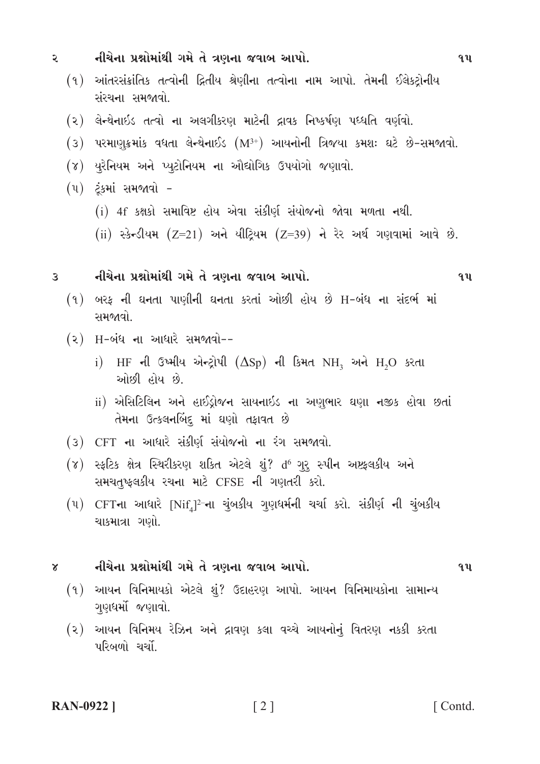## ૨ નીચેના પ્રશ્નોમાંથી ગમે તે ત્રણના જવાબ આપો. ૧૫

(૧) આંતરસંક્રાંતિક તત્વોની દ્વિતીય શ્રેણીના તત્વોના નામ આપો. તેમની ઈલેક્ટ્રોનીય સંરચના સમજાવો.

(૨) લેન્થેનાઈડ તત્વો ના અલગીકરણ માટેની દ્રાવક નિષ્કર્ષણ પધ્ધતિ વર્ણવો.

(૩) પરમાણુક્રમાંક વધતા લેન્થેનાઈડ ($M^{3+}$) આયનોની ત્રિજ્યા ક્રમશઃ ઘટે છે-સમજાવો.

(૪) યુરેનિયમ અને પ્યુટોનિયમ ના ઔદ્યોગિક ઉપયોગો જણાવો.

(૫) ટૂંકમાં સમજાવો -

(i) 4f કક્ષકો સમાવિષ્ટ હોય એવા સંકીર્ણ સંયોજનો જોવા મળતા નથી.

(ii) સ્કેન્ડીયમ (Z=21) અને યીટ્રિયમ (Z=39) ને રેર અર્થ ગણવામાં આવે છે.

## ૩ નીચેના પ્રશ્નોમાંથી ગમે તે ત્રણના જવાબ આપો. ૧૫

(૧) બરફ ની ઘનતા પાણીની ઘનતા કરતાં ઓછી હોય છે H-બંધ ના સંદર્ભ માં સમજાવો.

(૨) H-બંધ ના આધારે સમજાવો--

i) HF ની ઉષ્મીય એન્ટ્રોપી ($\Delta Sp$) ની કિમત $NH_3$ અને $H_2O$ કરતા ઓછી હોય છે.

ii) એસિટિલિન અને હાઈડ્રોજન સાયનાઈડ ના અણુભાર ઘણા નજીક હોવા છતાં તેમના ઉત્કલનબિંદુ માં ઘણો તફાવત છે

(૩) CFT ના આધારે સંકીર્ણ સંયોજનો ના રંગ સમજાવો.

(૪) સ્ફટિક ક્ષેત્ર સ્થિરીકરણ શકિત એટલે શું? $d^6$ ગુરુ સ્પીન અષ્ટફલકીય અને સમચતુષ્ફલકીય રચના માટે CFSE ની ગણતરી કરો.

(૫) CFTના આધારે $[NiF_4]^{2-}$ના ચુંબકીય ગુણધર્મની ચર્ચા કરો. સંકીર્ણ ની ચુંબકીય ચાકમાત્રા ગણો.

## ૪ નીચેના પ્રશ્નોમાંથી ગમે તે ત્રણના જવાબ આપો. ૧૫

(૧) આયન વિનિમાયકો એટલે શું? ઉદાહરણ આપો. આયન વિનિમાયકોના સામાન્ય ગુણધર્મો જણાવો.

(૨) આયન વિનિમય રેઝિન અને દ્રાવણ કલા વચ્ચે આયનોનું વિતરણ નક્કી કરતા પરિબળો ચર્ચો.

**RAN-0922 ]** [ Contd.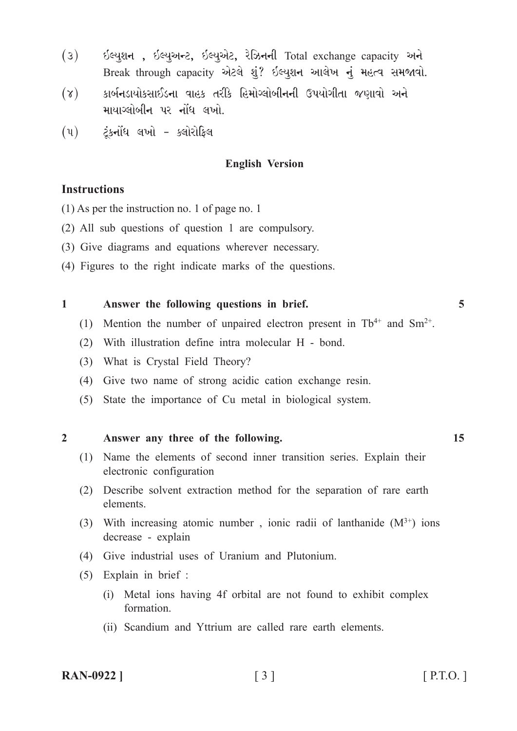(૩) ઈલ્યુશન , ઈલ્યુઅન્ટ, ઈલ્યુએટ, રેઝિનની Total exchange capacity અને Break through capacity એટલે શું? ઈલ્યુશન આલેખ નું મહત્વ સમજાવો.

(૪) કાર્બનડાયોક્સાઈડના વાહક તરીકે હિમોગ્લોબીનની ઉપયોગીતા જણાવો અને માયાગ્લોબીન પર નોંધ લખો.

(૫) ટૂંકનોંધ લખો - ક્લોરોફિલ

## English Version

### Instructions

(1) As per the instruction no. 1 of page no. 1

(2) All sub questions of question 1 are compulsory.

(3) Give diagrams and equations wherever necessary.

(4) Figures to the right indicate marks of the questions.

**1 Answer the following questions in brief.** **5**

(1) Mention the number of unpaired electron present in $Tb^{4+}$ and $Sm^{2+}$.

(2) With illustration define intra molecular H - bond.

(3) What is Crystal Field Theory?

(4) Give two name of strong acidic cation exchange resin.

(5) State the importance of Cu metal in biological system.

**2 Answer any three of the following.** **15**

(1) Name the elements of second inner transition series. Explain their electronic configuration

(2) Describe solvent extraction method for the separation of rare earth elements.

(3) With increasing atomic number , ionic radii of lanthanide ($M^{3+}$) ions decrease - explain

(4) Give industrial uses of Uranium and Plutonium.

(5) Explain in brief :

(i) Metal ions having 4f orbital are not found to exhibit complex formation.

(ii) Scandium and Yttrium are called rare earth elements.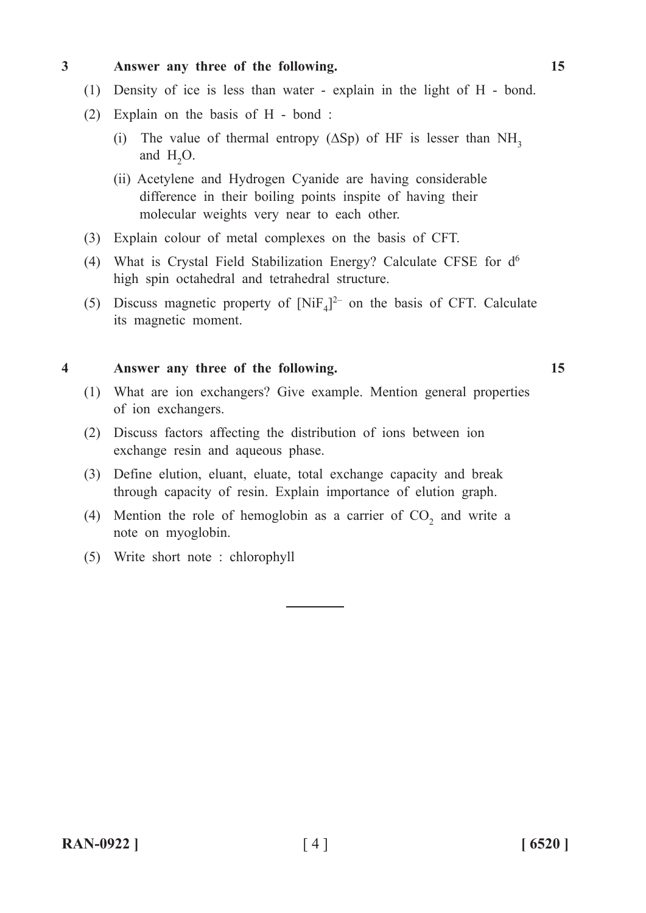**3 Answer any three of the following. 15**

(1) Density of ice is less than water - explain in the light of H - bond.

(2) Explain on the basis of H - bond :

(i) The value of thermal entropy ($\Delta Sp$) of HF is lesser than $NH_3$ and $H_2O$.

(ii) Acetylene and Hydrogen Cyanide are having considerable difference in their boiling points inspite of having their molecular weights very near to each other.

(3) Explain colour of metal complexes on the basis of CFT.

(4) What is Crystal Field Stabilization Energy? Calculate CFSE for $d^6$ high spin octahedral and tetrahedral structure.

(5) Discuss magnetic property of $[NiF_4]^{2-}$ on the basis of CFT. Calculate its magnetic moment.

**4 Answer any three of the following. 15**

(1) What are ion exchangers? Give example. Mention general properties of ion exchangers.

(2) Discuss factors affecting the distribution of ions between ion exchange resin and aqueous phase.

(3) Define elution, eluant, eluate, total exchange capacity and break through capacity of resin. Explain importance of elution graph.

(4) Mention the role of hemoglobin as a carrier of $CO_2$ and write a note on myoglobin.

(5) Write short note : chlorophyll